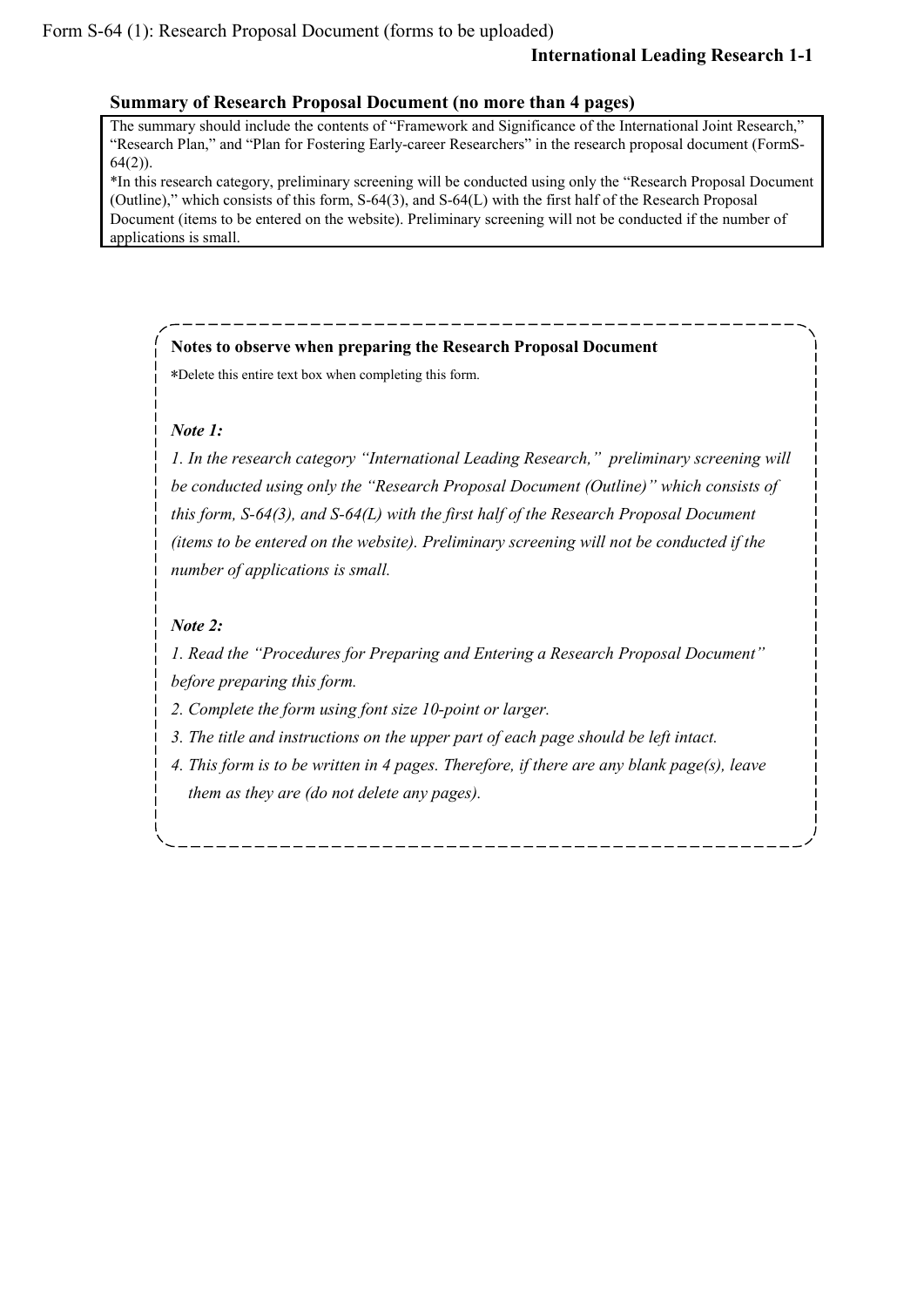Form S-64 (1): Research Proposal Document (forms to be uploaded)

**International Leading Research 1-1**

**Summary of Research Proposal Document (no more than 4 pages)**

The summary should include the contents of "Framework and Significance of the International Joint Research," "Research Plan," and "Plan for Fostering Early-career Researchers" in the research proposal document (FormS-64(2)).
*In this research category, preliminary screening will be conducted using only the "Research Proposal Document (Outline)," which consists of this form, S-64(3), and S-64(L) with the first half of the Research Proposal Document (items to be entered on the website). Preliminary screening will not be conducted if the number of applications is small.

**Notes to observe when preparing the Research Proposal Document**

*Delete this entire text box when completing this form.

***Note 1:***

*1. In the research category "International Leading Research," preliminary screening will be conducted using only the "Research Proposal Document (Outline)" which consists of this form, S-64(3), and S-64(L) with the first half of the Research Proposal Document (items to be entered on the website). Preliminary screening will not be conducted if the number of applications is small.*

***Note 2:***

*1. Read the "Procedures for Preparing and Entering a Research Proposal Document" before preparing this form.*
*2. Complete the form using font size 10-point or larger.*
*3. The title and instructions on the upper part of each page should be left intact.*
*4. This form is to be written in 4 pages. Therefore, if there are any blank page(s), leave them as they are (do not delete any pages).*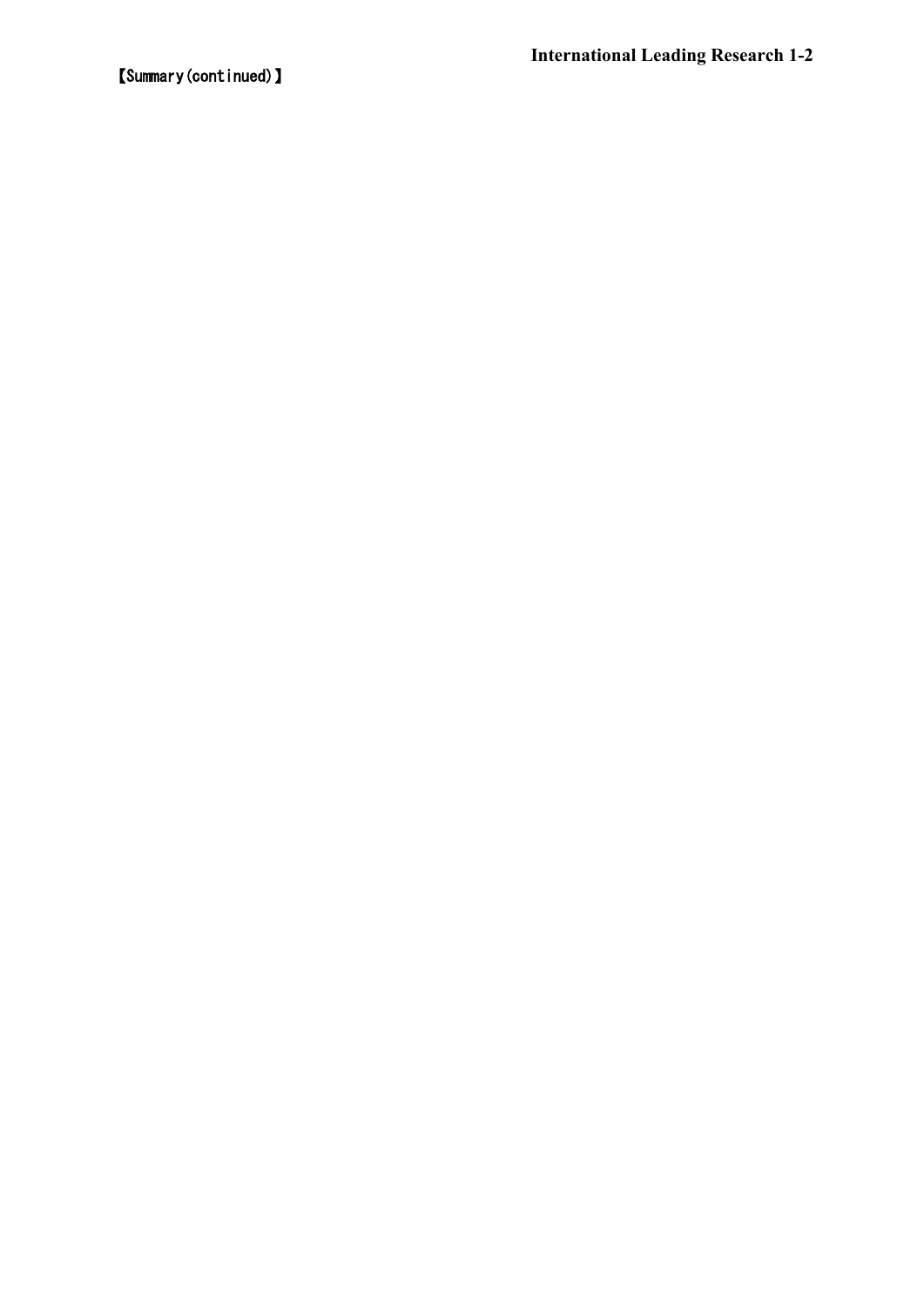【Summary(continued)】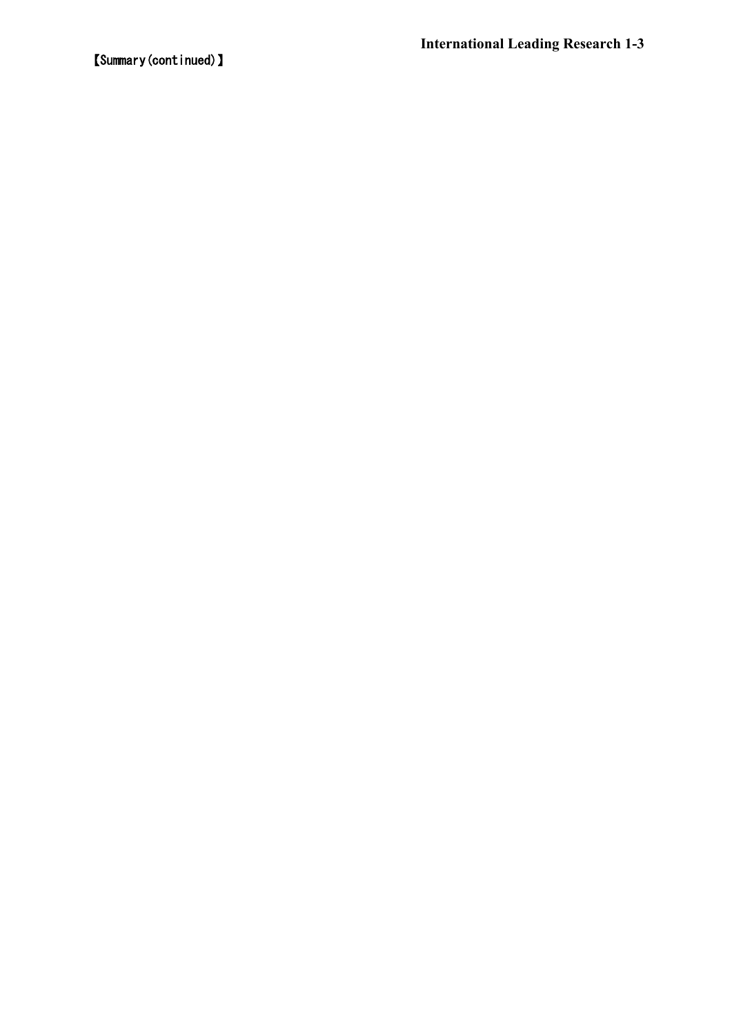【Summary(continued)】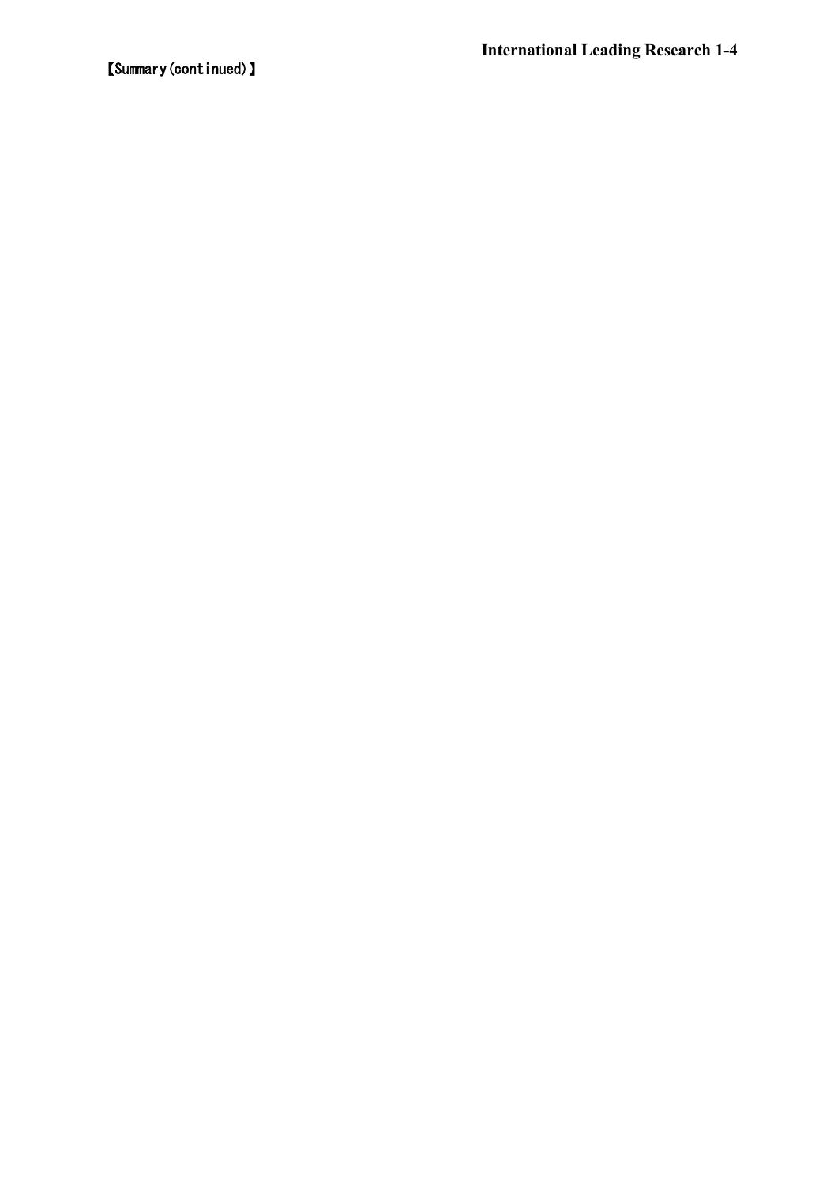【Summary(continued)】